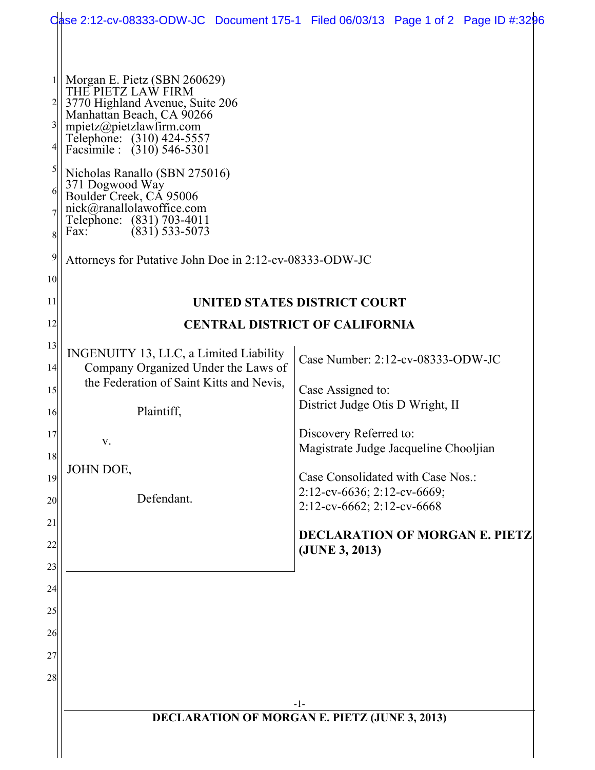Morgan E. Pietz (SBN 260629)
THE PIETZ LAW FIRM
3770 Highland Avenue, Suite 206
Manhattan Beach, CA 90266
mpietz@pietzlawfirm.com
Telephone: (310) 424-5557
Facsimile : (310) 546-5301

Nicholas Ranallo (SBN 275016)
371 Dogwood Way
Boulder Creek, CA 95006
nick@ranallolawoffice.com
Telephone: (831) 703-4011
Fax: (831) 533-5073

Attorneys for Putative John Doe in 2:12-cv-08333-ODW-JC

**UNITED STATES DISTRICT COURT**

**CENTRAL DISTRICT OF CALIFORNIA**

INGENUITY 13, LLC, a Limited Liability Company Organized Under the Laws of the Federation of Saint Kitts and Nevis,

Plaintiff,

v.

JOHN DOE,

Defendant.

Case Number: 2:12-cv-08333-ODW-JC

Case Assigned to:
District Judge Otis D Wright, II

Discovery Referred to:
Magistrate Judge Jacqueline Chooljian

Case Consolidated with Case Nos.:
2:12-cv-6636; 2:12-cv-6669;
2:12-cv-6662; 2:12-cv-6668

**DECLARATION OF MORGAN E. PIETZ (JUNE 3, 2013)**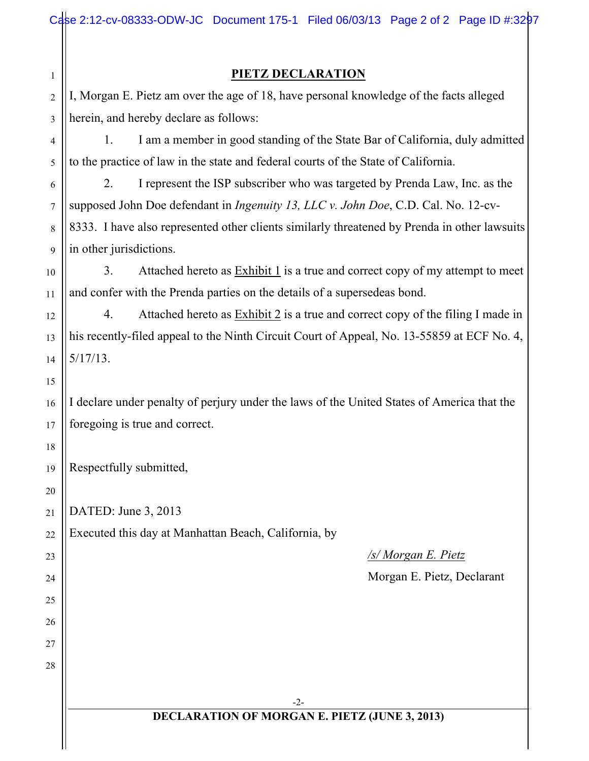# PIETZ DECLARATION

I, Morgan E. Pietz am over the age of 18, have personal knowledge of the facts alleged herein, and hereby declare as follows:

1. I am a member in good standing of the State Bar of California, duly admitted to the practice of law in the state and federal courts of the State of California.

2. I represent the ISP subscriber who was targeted by Prenda Law, Inc. as the supposed John Doe defendant in *Ingenuity 13, LLC v. John Doe*, C.D. Cal. No. 12-cv-8333. I have also represented other clients similarly threatened by Prenda in other lawsuits in other jurisdictions.

3. Attached hereto as Exhibit 1 is a true and correct copy of my attempt to meet and confer with the Prenda parties on the details of a supersedeas bond.

4. Attached hereto as Exhibit 2 is a true and correct copy of the filing I made in his recently-filed appeal to the Ninth Circuit Court of Appeal, No. 13-55859 at ECF No. 4, 5/17/13.

I declare under penalty of perjury under the laws of the United States of America that the foregoing is true and correct.

Respectfully submitted,

DATED: June 3, 2013

Executed this day at Manhattan Beach, California, by

*/s/ Morgan E. Pietz*

Morgan E. Pietz, Declarant

DECLARATION OF MORGAN E. PIETZ (JUNE 3, 2013)